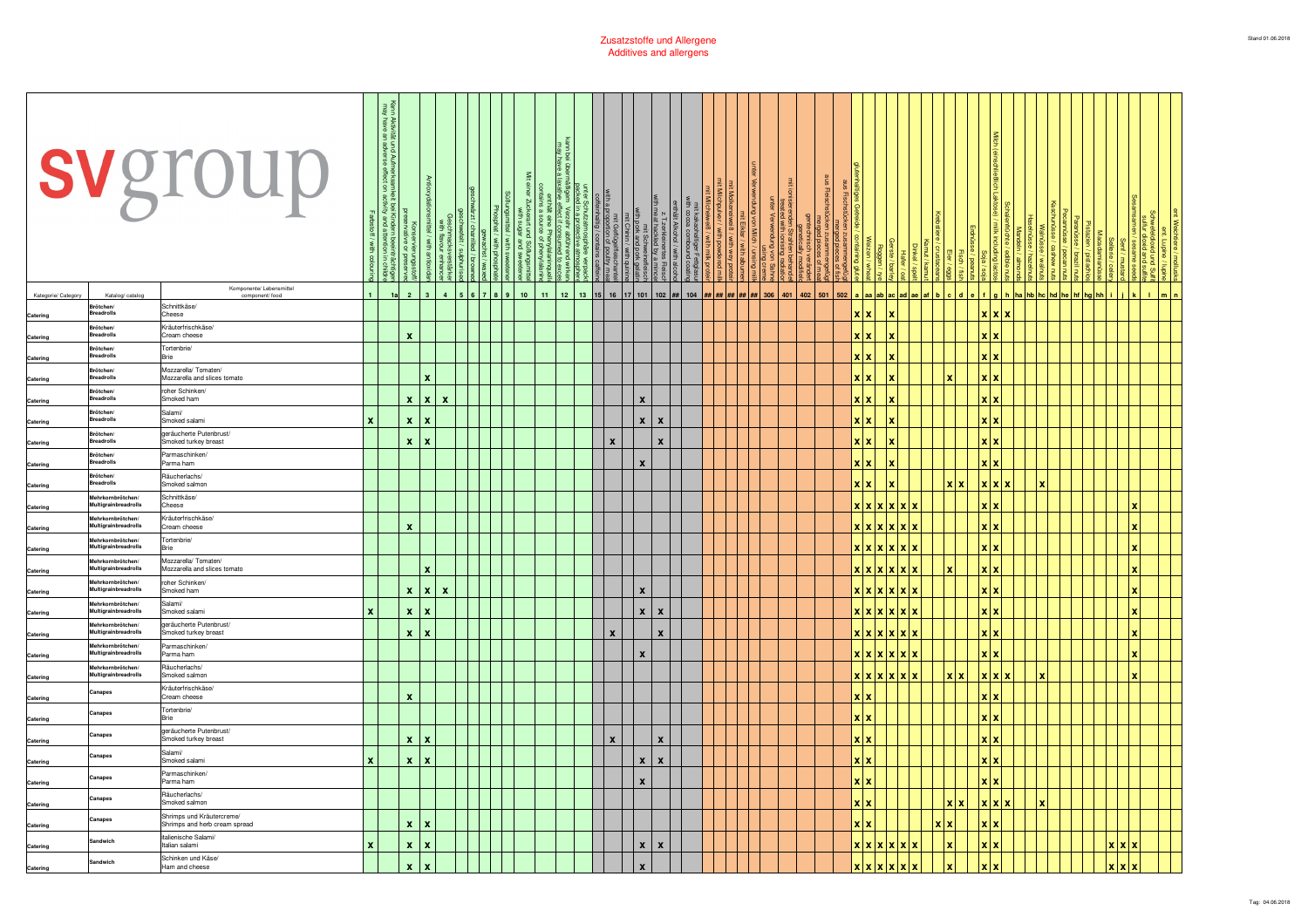# Zusatzstoffe und Allergene
## Additives and allergens

Stand 01.06.2018

| Kategorie/ Category | Katalog/ catalog | Komponente/ Lebensmittel component/ food | 1 Farbstoff / with colouring | 1a Kann Aktivität und Aufmerksamkeit bei Kindern beeinträchtigen / may have an adverse effect on activity and attention in children | 2 Konservierungsstoff / preservative or preservatives | 3 Antioxidationsmittel / with antioxidant | 4 Geschmacksverstärker / with flavour enhancer | 5 geschwefelt / sulphurised | 6 geschwärzt / charified / browned | 7 gewachst / waxed | 8 Phosphat / with phosphate | 9 Süßungsmittel / with sweetener | 10 Mit einer Zuckerart und Süßungsmittel / with sugar and sweetener | 11 enthält eine Phenylalaninquelle / contains a source of phenylalanine | 12 kann bei übermäßigem Verzehr abführend wirken / may have a laxative effect if consumed to excess | 13 unter Schutzatmosphäre verpackt / packed in a protective atmosphere | 15 coffeinhaltig / contains caffeine | 16 mit Geflügelfleischanteil / with a proportion of poultry meat | 17 mit Chinin / with quinine | 101 mit Schweinefleisch / with pork and pork gelatin | 102 z. T. zerkleinertem Fleisch / with meat hacked by a mincer | ## enthält Alkohol / with alcohol | 104 mit kakaohaltiger Fettglasur / with cocoa contained coating | ## mit Milcheiweiß / with milk protein | ## mit Milchpulver / with powdered milk | ## mit Molkeneiweiß / with whey protein | ## mit Eiklar / with albumen | ## unter Verwendung von Milch / using milk | 306 unter Verwendung von Sahne / using creme | 401 mit ionisierenden Strahlen behandelt | 402 gentechnisch verändert / genetically modified | 501 aus Fleischstücken zusammengefügt / merged pieces of meat | 502 aus Fischstücken zusammengefügt / merged pieces of fish | a glutenhaltiges Getreide / containing gluten | aa Weizen / wheat | ab Roggen / rye | ac Gerste / barley | ad Hafer / oat | ae Dinkel / spelt | af Kamut / kamut | b Krebstiere / crustaceans | c Eier / eggs | d Fisch / fish | e Erdnüsse / peanuts | f Soja / soja | g Milch (einschließlich Laktose) / milk including lactose | h Schalenfrüchte / edible nuts | ha Mandeln / almonds | hb Haselnüsse / hazelnuts | hc Walnüsse / walnuts | hd Kaschunüsse / cashew nuts | he Pecannüsse / pecan nuts | hf Paranüsse / brazil nuts | hg Pistazien / pistachios | hh Macadamianüsse | i Sellerie / celery | j Senf / mustard | k Sesamsamen / sesame seeds | l Schwefeldioxid und Sulfit / sulfur dioxid and sulfite | m ent. Lupine / lupine | n ent. Weichtiere / molluscs |
|---|---|---|---|---|---|---|---|---|---|---|---|---|---|---|---|---|---|---|---|---|---|---|---|---|---|---|---|---|---|---|---|---|---|---|---|---|---|---|---|---|---|---|---|---|---|---|---|---|---|---|---|---|---|---|---|---|---|---|---|---|---|
| Catering | Brötchen/ Breadrolls | Schnittkäse/ Cheese | | | | | | | | | | | | | | | | | | | | | | | | | | | | | | | | x | x | | x | | | | | | | | x | x | x | | | | | | | | | | | | | | |
| Catering | Brötchen/ Breadrolls | Kräuterfrischkäse/ Cream cheese | | | x | | | | | | | | | | | | | | | | | | | | | | | | | | | | | x | x | | x | | | | | | | | x | x | | | | | | | | | | | | | | | |
| Catering | Brötchen/ Breadrolls | Tortenbrie/ Brie | | | | | | | | | | | | | | | | | | | | | | | | | | | | | | | | x | x | | x | | | | | | | | x | x | | | | | | | | | | | | | | | |
| Catering | Brötchen/ Breadrolls | Mozzarella/ Tomaten/ Mozzarella and slices tomato | | | | x | | | | | | | | | | | | | | | | | | | | | | | | | | | | x | x | | x | | | | | x | | | x | x | | | | | | | | | | | | | | | |
| Catering | Brötchen/ Breadrolls | roher Schinken/ Smoked ham | | | x | x | x | | | | | | | | | | | | | x | | | | | | | | | | | | | | x | x | | x | | | | | | | | x | x | | | | | | | | | | | | | | | |
| Catering | Brötchen/ Breadrolls | Salami/ Smoked salami | x | | x | x | | | | | | | | | | | | | | x | x | | | | | | | | | | | | | x | x | | x | | | | | | | | x | x | | | | | | | | | | | | | | | |
| Catering | Brötchen/ Breadrolls | geräucherte Putenbrust/ Smoked turkey breast | | | x | x | | | | | | | | | | | | x | | | x | | | | | | | | | | | | | x | x | | x | | | | | | | | x | x | | | | | | | | | | | | | | | |
| Catering | Brötchen/ Breadrolls | Parmaschinken/ Parma ham | | | | | | | | | | | | | | | | | | x | | | | | | | | | | | | | | x | x | | x | | | | | | | | x | x | | | | | | | | | | | | | | | |
| Catering | Brötchen/ Breadrolls | Räucherlachs/ Smoked salmon | | | | | | | | | | | | | | | | | | | | | | | | | | | | | | | | x | x | | x | | | | | x | x | | x | x | x | | | x | | | | | | | | | | | |
| Catering | Mehrkornbrötchen/ Multigrainbreadrolls | Schnittkäse/ Cheese | | | | | | | | | | | | | | | | | | | | | | | | | | | | | | | | x | x | x | x | x | x | | | | | | x | x | | | | | | | | | | | | x | | | |
| Catering | Mehrkornbrötchen/ Multigrainbreadrolls | Kräuterfrischkäse/ Cream cheese | | | x | | | | | | | | | | | | | | | | | | | | | | | | | | | | | x | x | x | x | x | x | | | | | | x | x | | | | | | | | | | | | x | | | |
| Catering | Mehrkornbrötchen/ Multigrainbreadrolls | Tortenbrie/ Brie | | | | | | | | | | | | | | | | | | | | | | | | | | | | | | | | x | x | x | x | x | x | | | | | | x | x | | | | | | | | | | | | x | | | |
| Catering | Mehrkornbrötchen/ Multigrainbreadrolls | Mozzarella/ Tomaten/ Mozzarella and slices tomato | | | | x | | | | | | | | | | | | | | | | | | | | | | | | | | | | x | x | x | x | x | x | | | x | | | x | x | | | | | | | | | | | | x | | | |
| Catering | Mehrkornbrötchen/ Multigrainbreadrolls | roher Schinken/ Smoked ham | | | x | x | x | | | | | | | | | | | | | x | | | | | | | | | | | | | | x | x | x | x | x | x | | | | | | x | x | | | | | | | | | | | | x | | | |
| Catering | Mehrkornbrötchen/ Multigrainbreadrolls | Salami/ Smoked salami | x | | x | x | | | | | | | | | | | | | | x | x | | | | | | | | | | | | | x | x | x | x | x | x | | | | | | x | x | | | | | | | | | | | | x | | | |
| Catering | Mehrkornbrötchen/ Multigrainbreadrolls | geräucherte Putenbrust/ Smoked turkey breast | | | x | x | | | | | | | | | | | | x | | | x | | | | | | | | | | | | | x | x | x | x | x | x | | | | | | x | x | | | | | | | | | | | | x | | | |
| Catering | Mehrkornbrötchen/ Multigrainbreadrolls | Parmaschinken/ Parma ham | | | | | | | | | | | | | | | | | | x | | | | | | | | | | | | | | x | x | x | x | x | x | | | | | | x | x | | | | | | | | | | | | x | | | |
| Catering | Mehrkornbrötchen/ Multigrainbreadrolls | Räucherlachs/ Smoked salmon | | | | | | | | | | | | | | | | | | | | | | | | | | | | | | | | x | x | x | x | x | x | | | x | x | | x | x | x | | | x | | | | | | | | x | | | |
| Catering | Canapes | Kräuterfrischkäse/ Cream cheese | | | x | | | | | | | | | | | | | | | | | | | | | | | | | | | | | x | x | | | | | | | | | | x | x | | | | | | | | | | | | | | | |
| Catering | Canapes | Tortenbrie/ Brie | | | | | | | | | | | | | | | | | | | | | | | | | | | | | | | | x | x | | | | | | | | | | x | x | | | | | | | | | | | | | | | |
| Catering | Canapes | geräucherte Putenbrust/ Smoked turkey breast | | | x | x | | | | | | | | | | | | x | | | x | | | | | | | | | | | | | x | x | | | | | | | | | | x | x | | | | | | | | | | | | | | | |
| Catering | Canapes | Salami/ Smoked salami | x | | x | x | | | | | | | | | | | | | | x | x | | | | | | | | | | | | | x | x | | | | | | | | | | x | x | | | | | | | | | | | | | | | |
| Catering | Canapes | Parmaschinken/ Parma ham | | | | | | | | | | | | | | | | | | x | | | | | | | | | | | | | | x | x | | | | | | | | | | x | x | | | | | | | | | | | | | | | |
| Catering | Canapes | Räucherlachs/ Smoked salmon | | | | | | | | | | | | | | | | | | | | | | | | | | | | | | | | x | x | | | | | | | x | x | | x | x | x | | | x | | | | | | | | | | | |
| Catering | Canapes | Shrimps und Kräutercreme/ Shrimps and herb cream spread | | | x | x | | | | | | | | | | | | | | | | | | | | | | | | | | | | x | x | | | | | | x | x | | | x | x | | | | | | | | | | | | | | | |
| Catering | Sandwich | italienische Salami/ Italian salami | x | | x | x | | | | | | | | | | | | | | x | x | | | | | | | | | | | | | x | x | x | x | x | x | | | x | | | x | x | | | | | | | | | | x | x | x | | | |
| Catering | Sandwich | Schinken und Käse/ Ham and cheese | | | x | x | | | | | | | | | | | | | | x | | | | | | | | | | | | | | x | x | x | x | x | x | | | x | | | x | x | | | | | | | | | | x | x | x | | | |

Tag: 04.06.2018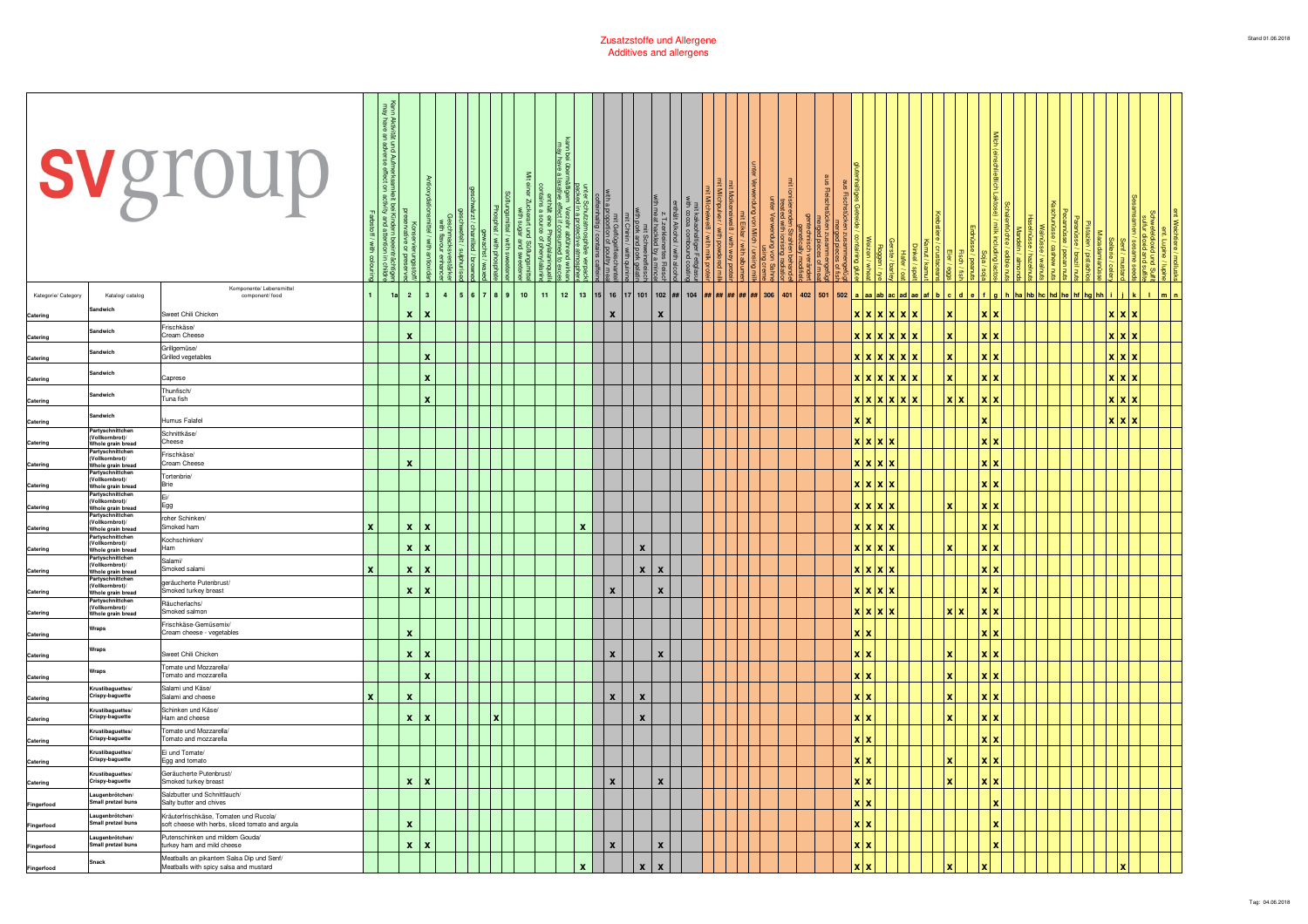# Zusatzstoffe und Allergene
## Additives and allergens

Stand 01.06.2018

**svgroup**

| Kategorie/ Category | Katalog/ catalog | Komponente/ Lebensmittel component/ food | 1 Farbstoff / with colouring | 1a Kann Aktivität und Aufmerksamkeit bei Kindern beeinträchtigen / may have an adverse effect on activity and attention in children | 2 Konservierungsstoff / preservative or preservatives | 3 Antioxidationsmittel / with antioxidant | 4 Geschmacksverstärker / with flavour enhancer | 5 geschwefelt / sulphurised | 6 geschwärzt / blackened | 7 gewachst / waxed | 8 Phosphat / with phosphate | 9 Süßungsmittel / with sweetener | 10 Mit einer Zuckerart und Süßungsmittel / with sugar and sweetener | 11 enthält eine Phenylalaninquelle / contains a source of phenylalanine | 12 kann bei übermäßigem Verzehr abführend wirken / may have a laxative effect if consumed to excess | 13 unter Schutzatmosphäre verpackt / packed in a protective atmosphere | 15 koffeinhaltig / contains caffeine | 16 mit Geflügelfleischanteil / with a proportion of poultry meat | 17 mit Chinin / with quinine | 101 mit Schweinefleisch / with pork and pork gelatin | 102 z. T. aus zerkleinertem Fleisch / with meat hackled by a mincer | ## enthält Alkohol / with alcohol | 104 mit kakaohaltiger Fettglasur / with cocoa contained coating | ## mit Milcheiweiß / with milk protein | ## mit Milchpulver / with powdered milk | ## mit Molkeneiweiß / with whey protein | ## mit Eiklar / with albumen | ## unter Verwendung von Milch / using milk | 306 unter Verwendung von Sahne / using creme | 401 | 402 gentechnisch verändert / genetically modified | 501 aus Fleischstücken zusammengefügt / merged pieces of meat | 502 aus Fischstücken zusammengefügt / merged pieces of fish | a glutenhaltiges Getreide / containing gluten | aa Weizen / wheat | ab Roggen / rye | ac Gerste / barley | ad Hafer / oat | ae Dinkel / spelt | af Kamut / kamut | b Krebstiere / crustaceans | c Eier / eggs | d Fisch / fish | e Erdnüsse / peanuts | f Soja / soja | g Milch (einschließlich Laktose) / milk including lactose | h Schalenfrüchte / edible nuts | ha Mandeln / almonds | hb Haselnüsse / hazelnuts | hc Walnüsse / walnuts | hd Kaschunüsse / cashew nuts | he Pecannüsse / pecan nuts | hf Paranüsse / brazil nuts | hg Pistazien / pistachios | hh Macadamianüsse | i Sellerie / celery | j Senf / mustard | k Sesamsamen / sesame seeds | l Schwefeldioxid und Sulfit / sulfur dioxid and sulfite | m enth. Lupine / lupine | n enth. Weichtiere / molluscs |
|---|---|---|---|---|---|---|---|---|---|---|---|---|---|---|---|---|---|---|---|---|---|---|---|---|---|---|---|---|---|---|---|---|---|---|---|---|---|---|---|---|---|---|---|---|---|---|---|---|---|---|---|---|---|---|---|---|---|---|---|---|---|
| Catering | Sandwich | Sweet Chili Chicken | | | x | x | | | | | | | | | | | | x | | | x | | | | | | | | | | | | | x | x | x | x | x | x | | | | | | x | x | | | | | | | | | | x | x | x | | | |
| Catering | Sandwich | Frischkäse/ Cream Cheese | | | x | | | | | | | | | | | | | | | | | | | | | | | | | | | | | x | x | x | x | x | x | | | x | | | x | x | | | | | | | | | | x | x | x | | | |
| Catering | Sandwich | Grillgemüse/ Grilled vegetables | | | | x | | | | | | | | | | | | | | | | | | | | | | | | | | | | | | x | x | x | x | x | x | | | x | | | x | x | | | | | | | | | | x | x | x | | | |
| Catering | Sandwich | Caprese | | | | x | | | | | | | | | | | | | | | | | | | | | | | | | | | | | | x | x | x | x | x | x | | | x | | | x | x | | | | | | | | | | x | x | x | | | |
| Catering | Sandwich | Thunfisch/ Tuna fish | | | | x | | | | | | | | | | | | | | | | | | | | | | | | | | | | | | x | x | x | x | x | x | | | x | x | | x | x | | | | | | | | | | x | x | x | | | |
| Catering | Sandwich | Humus Falafel | | | | | | | | | | | | | | | | | | | | | | | | | | | | | | | | | | x | x | | | | | | | | | | x | | | | | | | | | | | x | x | x | | | |
| Catering | Partyschnittchen (Vollkornbrot)/ Whole grain bread | Schnittkäse/ Cheese | | | | | | | | | | | | | | | | | | | | | | | | | | | | | | | | | | x | x | x | x | | | | | | | | x | x | | | | | | | | | | | | | | | |
| Catering | Partyschnittchen (Vollkornbrot)/ Whole grain bread | Frischkäse/ Cream Cheese | | | x | | | | | | | | | | | | | | | | | | | | | | | | | | | | | x | x | x | x | | | | | | | | x | x | | | | | | | | | | | | | | | |
| Catering | Partyschnittchen (Vollkornbrot)/ Whole grain bread | Tortenbrie/ Brie | | | | | | | | | | | | | | | | | | | | | | | | | | | | | | | | x | x | x | x | | | | | | | | x | x | | | | | | | | | | | | | | | |
| Catering | Partyschnittchen (Vollkornbrot)/ Whole grain bread | Ei/ Egg | | | | | | | | | | | | | | | | | | | | | | | | | | | | | | | | x | x | x | x | | | | | x | | | x | x | | | | | | | | | | | | | | | |
| Catering | Partyschnittchen (Vollkornbrot)/ Whole grain bread | roher Schinken/ Smoked ham | x | | x | x | | | | | | | | | | x | | | | | | | | | | | | | | | | | | x | x | x | x | | | | | | | | x | x | | | | | | | | | | | | | | | |
| Catering | Partyschnittchen (Vollkornbrot)/ Whole grain bread | Kochschinken/ Ham | | | x | x | | | | | | | | | | | | | | x | | | | | | | | | | | | | | x | x | x | x | | | | | x | | | x | x | | | | | | | | | | | | | | | |
| Catering | Partyschnittchen (Vollkornbrot)/ Whole grain bread | Salami/ Smoked salami | x | | x | x | | | | | | | | | | | | | | x | x | | | | | | | | | | | | | x | x | x | x | | | | | | | | x | x | | | | | | | | | | | | | | | |
| Catering | Partyschnittchen (Vollkornbrot)/ Whole grain bread | geräucherte Putenbrust/ Smoked turkey breast | | | x | x | | | | | | | | | | | | x | | | x | | | | | | | | | | | | | x | x | x | x | | | | | | | | x | x | | | | | | | | | | | | | | | |
| Catering | Partyschnittchen (Vollkornbrot)/ Whole grain bread | Räucherlachs/ Smoked salmon | | | | | | | | | | | | | | | | | | | | | | | | | | | | | | | | x | x | x | x | | | | | x | x | | x | x | | | | | | | | | | | | | | | |
| Catering | Wraps | Frischkäse-Gemüsemix/ Cream cheese - vegetables | | | x | | | | | | | | | | | | | | | | | | | | | | | | | | | | | x | x | | | | | | | | | | x | x | | | | | | | | | | | | | | | |
| Catering | Wraps | Sweet Chili Chicken | | | x | x | | | | | | | | | | | | x | | | x | | | | | | | | | | | | | x | x | | | | | | | x | | | x | x | | | | | | | | | | | | | | | |
| Catering | Wraps | Tomate und Mozzarella/ Tomato and mozzarella | | | | x | | | | | | | | | | | | | | | | | | | | | | | | | | | | x | x | | | | | | | x | | | x | x | | | | | | | | | | | | | | | |
| Catering | Krustibaguettes/ Crispy-baguette | Salami und Käse/ Salami and cheese | x | | x | | | | | | | | | | | | | x | | x | | | | | | | | | | | | | | x | x | | | | | | | x | | | x | x | | | | | | | | | | | | | | | |
| Catering | Krustibaguettes/ Crispy-baguette | Schinken und Käse/ Ham and cheese | | | x | x | | | | | x | | | | | | | | | x | | | | | | | | | | | | | | x | x | | | | | | | x | | | x | x | | | | | | | | | | | | | | | |
| Catering | Krustibaguettes/ Crispy-baguette | Tomate und Mozzarella/ Tomato and mozzarella | | | | | | | | | | | | | | | | | | | | | | | | | | | | | | | | x | x | | | | | | | | | | x | x | | | | | | | | | | | | | | | |
| Catering | Krustibaguettes/ Crispy-baguette | Ei und Tomate/ Egg and tomato | | | | | | | | | | | | | | | | | | | | | | | | | | | | | | | | x | x | | | | | | | x | | | x | x | | | | | | | | | | | | | | | |
| Catering | Krustibaguettes/ Crispy-baguette | Geräucherte Putenbrust/ Smoked turkey breast | | | x | x | | | | | | | | | | | | x | | | x | | | | | | | | | | | | | x | x | | | | | | | x | | | x | x | | | | | | | | | | | | | | | |
| Fingerfood | Laugenbrötchen/ Small pretzel buns | Salzbutter und Schnittlauch/ Salty butter and chives | | | | | | | | | | | | | | | | | | | | | | | | | | | | | | | | x | x | | | | | | | | | | | x | | | | | | | | | | | | | | | |
| Fingerfood | Laugenbrötchen/ Small pretzel buns | Kräuterfrischkäse, Tomaten und Rucola/ soft cheese with herbs, sliced tomato and argula | | | x | | | | | | | | | | | | | | | | | | | | | | | | | | | | | x | x | | | | | | | | | | | x | | | | | | | | | | | | | | | |
| Fingerfood | Laugenbrötchen/ Small pretzel buns | Putenschinken und mildem Gouda/ turkey ham and mild cheese | | | x | x | | | | | | | | | | | | x | | | x | | | | | | | | | | | | | x | x | | | | | | | | | | | x | | | | | | | | | | | | | | | |
| Fingerfood | Snack | Meatballs an pikantem Salsa Dip und Senf/ Meatballs with spicy salsa and mustard | | | | | | | | | | | | | | x | | | | x | x | | | | | | | | | | | | | x | x | | | | | | | x | | | x | | | | | | | | | | | | x | | | | |

Tag: 04.06.2018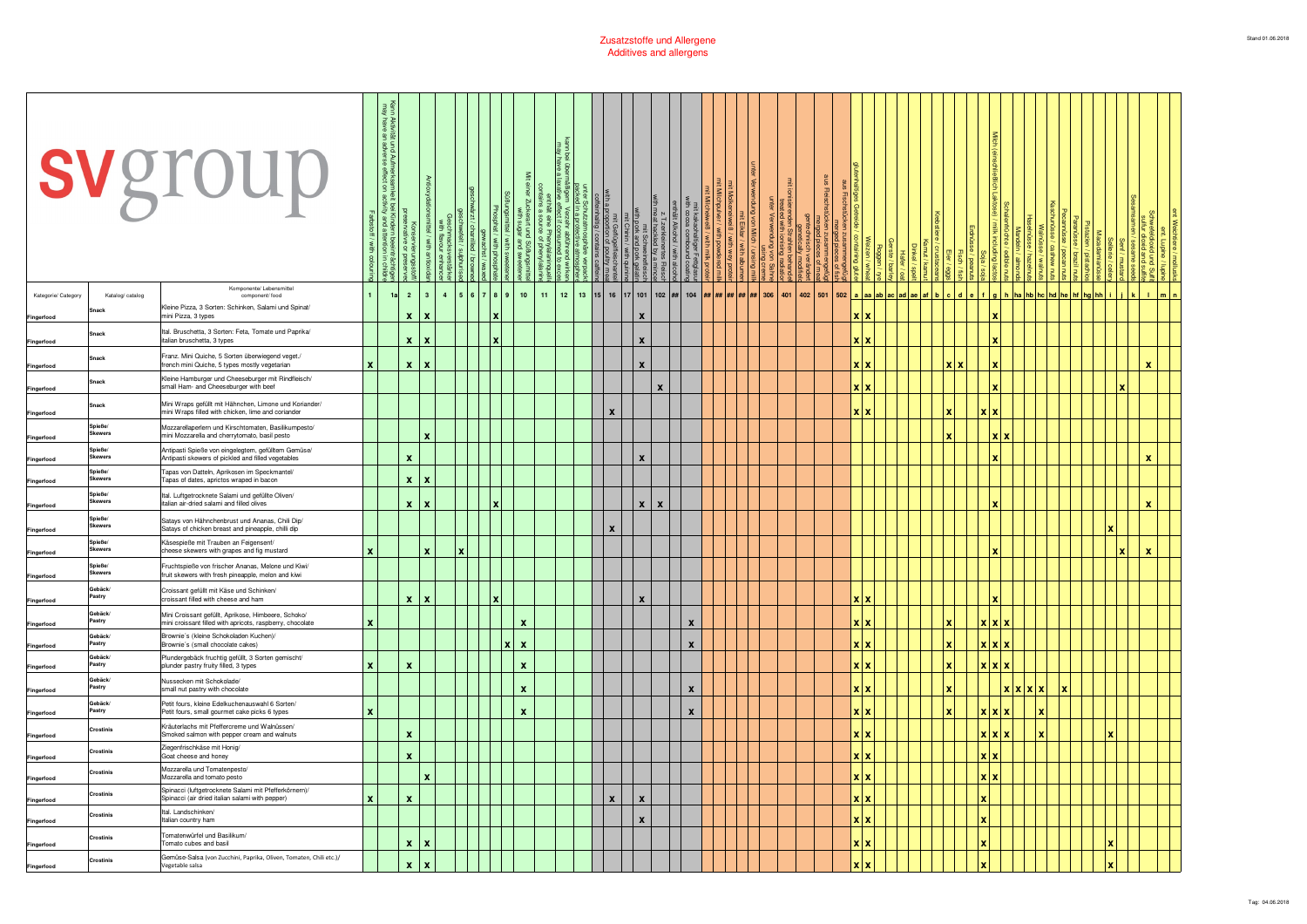# Zusatzstoffe und Allergene
## Additives and allergens

**svgroup**

| Kategorie/ Category | Katalog/ catalog | Komponente/ Lebensmittel component/ food | 1 Farbstoff / with colouring | 1a Kann Aktivität und Aufmerksamkeit bei Kindern beeinträchtigen / may have an adverse effect on activity and attention in children | 2 Konservierungsstoff / preservative | 3 Antioxidationsmittel / with antioxidant | 4 Geschmacksverstärker / with flavour enhancer | 5 geschwefelt / sulphurised | 6 geschwärzt / chamilled / browned | 7 gewachst / waxed | 8 Phosphat / with phosphate | 9 Süßungsmittel / with sweetener | 10 Mit einer Zuckerart und Süßungsmittel / with sugar and sweetener | 11 enthält eine Phenylalaninquelle / contains a source of phenylalanine | 12 kann bei übermäßigem Verzehr abführend wirken / may have a laxative effect if consumed to excess | 13 unter Schutzatmosphäre verpackt / packed in a protective atmosphere | 15 coffeinhaltig / contains caffeine | 16 mit Geflügelfleischanteil / with a proportion of poultry meat | 17 mit Chinin / with quinine | 101 mit Schweinefleisch / with pork and pork gelatin | 102 z. T. zerkleinertes Fleisch / with meat hackled by a mincer | ## enthält Alkohol / with alcohol | 104 mit kakaohaltiger Fettglasur / with cocoa contained coating | ## mit Milcheiweiß / with milk protein | ## mit Milchpulver / with powdered milk | ## mit Molkeneiweiß / with whey protein | ## mit Eiklar / with albumen | ## unter Verwendung von Milch / using milk | 306 unter Verwendung von Sahne / using creme | 401 mit ionisierenden Strahlen behandelt / treated with ionising radiation | 402 gentechnisch verändert / genetically modified | 501 aus Fleischstücken zusammengefügt / merged pieces of meat | 502 aus Fischstücken zusammengefügt / merged pieces of fish | a glutenhaltiges Getreide / containing gluten | aa Weizen / wheat | ab Roggen / rye | ac Gerste / barley | ad Hafer / oat | ae Dinkel / spelt | af Kamut / kamut | b Krebstiere / crustaceans | c Eier / eggs | d Fisch / fish | e Erdnüsse / peanuts | f Soja / soja | g Milch (einschließlich Laktose) / milk including lactose | h Schalenfrüchte / edible nuts | ha Mandeln / almonds | hb Haselnüsse / hazelnuts | hc Walnüsse / walnuts | hd Kaschunüsse / cashew nuts | he Pecannüsse / pecan nuts | hf Paranüsse / brazil nuts | hg Pistazien / pistachios | hh Macadamianüsse | i Sellerie / celery | j Senf / mustard | k Sesamsamen / sesame seeds | l Schwefeldioxid und Sulfit / sulfur dioxid and sulfite | m enth. Lupine / lupine | n enth. Weichtiere / molluscs |
|---|---|---|---|---|---|---|---|---|---|---|---|---|---|---|---|---|---|---|---|---|---|---|---|---|---|---|---|---|---|---|---|---|---|---|---|---|---|---|---|---|---|---|---|---|---|---|---|---|---|---|---|---|---|---|---|---|---|---|---|---|---|
| Fingerfood | Snack | Kleine Pizza, 3 Sorten: Schinken, Salami und Spinat/ mini Pizza, 3 types | | | x | x | | | | | x | | | | | | | | | x | | | | | | | | | | | | | | x | x | | | | | | | | | | | x | | | | | | | | | | | | | | | | |
| Fingerfood | Snack | Ital. Bruschetta, 3 Sorten: Feta, Tomate und Paprika/ italian bruschetta, 3 types | | | x | x | | | | | x | | | | | | | | | x | | | | | | | | | | | | | | x | x | | | | | | | | | | | x | | | | | | | | | | | | | | | | |
| Fingerfood | Snack | Franz. Mini Quiche, 5 Sorten überwiegend veget./ french mini Quiche, 5 types mostly vegetarian | x | | x | x | | | | | | | | | | | | | | x | | | | | | | | | | | | | | x | x | | | | | | | x | x | | | x | | | | | | | | | | | | | x | | |
| Fingerfood | Snack | Kleine Hamburger und Cheeseburger mit Rindfleisch/ small Ham- and Cheeseburger with beef | | | | | | | | | | | | | | | | | | | x | | | | | | | | | | | | | x | x | | | | | | | | | | | x | | | | | | | | | | | x | | | | |
| Fingerfood | Snack | Mini Wraps gefüllt mit Hähnchen, Limone und Koriander/ mini Wraps filled with chicken, lime and coriander | | | | | | | | | | | | | | | | x | | | | | | | | | | | | | | | | x | x | | | | | | | x | | | x | x | | | | | | | | | | | | | | | |
| Fingerfood | Spieße/ Skewers | Mozzarellaperlen und Kirschtomaten, Basilikumpesto/ mini Mozzarella and cherrytomato, basil pesto | | | | x | | | | | | | | | | | | | | | | | | | | | | | | | | | | | | | | | | | | x | | | | x | x | | | | | | | | | | | | | | |
| Fingerfood | Spieße/ Skewers | Antipasti Spieße von eingelegtem, gefülltem Gemüse/ Antipasti skewers of pickled and filled vegetables | | | x | | | | | | | | | | | | | | | x | | | | | | | | | | | | | | | | | | | | | | | | | | x | | | | | | | | | | | | | x | | |
| Fingerfood | Spieße/ Skewers | Tapas von Datteln, Aprikosen im Speckmantel/ Tapas of dates, apricots wraped in bacon | | | x | x | | | | | | | | | | | | | | | | | | | | | | | | | | | | | | | | | | | | | | | | | | | | | | | | | | | | | | | | |
| Fingerfood | Spieße/ Skewers | Ital. Luftgetrocknete Salami und gefüllte Oliven/ italian air-dried salami and filled olives | | | x | x | | | | | x | | | | | | | | | x | x | | | | | | | | | | | | | | | | | | | | | | | | | x | | | | | | | | | | | | | x | | |
| Fingerfood | Spieße/ Skewers | Satays von Hähnchenbrust und Ananas, Chili Dip/ Satays of chicken breast and pineapple, chilli dip | | | | | | | | | | | | | | | x | | | | | | | | | | | | | | | | | | | | | | | | | | | | | | | | | | | | | | | x | | | | | |
| Fingerfood | Spieße/ Skewers | Käsespieße mit Trauben an Feigensenf/ cheese skewers with grapes and fig mustard | x | | | x | | x | | | | | | | | | | | | | | | | | | | | | | | | | | | | | | | | | | | | | | x | | | | | | | | | | | x | | x | | |
| Fingerfood | Spieße/ Skewers | Fruchtspieße von frischer Ananas, Melone und Kiwi/ fruit skewers with fresh pineapple, melon and kiwi | | | | | | | | | | | | | | | | | | | | | | | | | | | | | | | | | | | | | | | | | | | | | | | | | | | | | | | | | | | | |
| Fingerfood | Gebäck/ Pastry | Croissant gefüllt mit Käse und Schinken/ croissant filled with cheese and ham | | | x | x | | | | | x | | | | | | | | | x | | | | | | | | | | | | | | x | x | | | | | | | | | | | x | | | | | | | | | | | | | | | | |
| Fingerfood | Gebäck/ Pastry | Mini Croissant gefüllt, Aprikose, Himbeere, Schoko/ mini croissant filled with apricots, raspberry, chocolate | x | | | | | | | | | | x | | | | | | | | | | x | | | | | | | | | | | x | x | | | | | | | x | | | x | x | x | | | | | | | | | | | | | | |
| Fingerfood | Gebäck/ Pastry | Brownie's (kleine Schokoladen Kuchen)/ Brownie's (small chocolate cakes) | | | | | | | | | | x | x | | | | | | | | | | x | | | | | | | | | | | x | x | | | | | | | x | | | x | x | x | | | | | | | | | | | | | | |
| Fingerfood | Gebäck/ Pastry | Plunderbebäck fruchtig gefüllt, 3 Sorten gemischt/ plunder pastry fruity filled, 3 types | x | | x | | | | | | | | x | | | | | | | | | | | | | | | | | | | | | x | x | | | | | | | x | | | x | x | x | | | | | | | | | | | | | | |
| Fingerfood | Gebäck/ Pastry | Nussecken mit Schokolade/ small nut pastry with chocolate | | | | | | | | | | | x | | | | | | | | | | x | | | | | | | | | | | x | x | | | | | | | x | | | | | x | x | x | x | | x | | | | | | | | | |
| Fingerfood | Gebäck/ Pastry | Petit fours, kleine Edelkuchenauswahl 6 Sorten/ Petit fours, small gourmet cake picks 6 types | x | | | | | | | | | | x | | | | | | | | | | x | | | | | | | | | | | x | x | | | | | | | x | | | x | x | x | | | x | | | | | | | | | | | |
| Fingerfood | Crostinis | Kräuterlachs mit Pfeffercreme und Walnüssen/ Smoked salmon with pepper cream and walnuts | | | x | | | | | | | | | | | | | | | | | | | | | | | | | | | | | x | x | | | | | | | | | | x | x | x | | | x | | | | | | x | | | | | |
| Fingerfood | Crostinis | Ziegenfrischkäse mit Honig/ Goat cheese and honey | | | x | | | | | | | | | | | | | | | | | | | | | | | | | | | | | x | x | | | | | | | | | | x | x | | | | | | | | | | | | | | | |
| Fingerfood | Crostinis | Mozzarella und Tomatenpesto/ Mozzarella and tomato pesto | | | | x | | | | | | | | | | | | | | | | | | | | | | | | | | | | x | x | | | | | | | | | | x | x | | | | | | | | | | | | | | | |
| Fingerfood | Crostinis | Spinacci (luftgetrocknete Salami mit Pfefferkörnern)/ Spinacci (air dried italian salami with pepper) | x | | x | | | | | | | | | | | | | x | | x | | | | | | | | | | | | | | x | x | | | | | | | | | | x | | | | | | | | | | | | | | | | |
| Fingerfood | Crostinis | Ital. Landschinken/ Italian country ham | | | | | | | | | | | | | | | | | | x | | | | | | | | | | | | | | x | x | | | | | | | | | | x | | | | | | | | | | | | | | | | |
| Fingerfood | Crostinis | Tomatenwürfel und Basilikum/ Tomato cubes and basil | | | x | x | | | | | | | | | | | | | | | | | | | | | | | | | | | | x | x | | | | | | | | | | x | | | | | | | | | | | x | | | | | |
| Fingerfood | Crostinis | Gemüse-Salsa (von Zucchini, Paprika, Oliven, Tomaten, Chili etc.)/ Vegetable salsa | | | x | x | | | | | | | | | | | | | | | | | | | | | | | | | | | | x | x | | | | | | | | | | x | | | | | | | | | | | x | | | | | |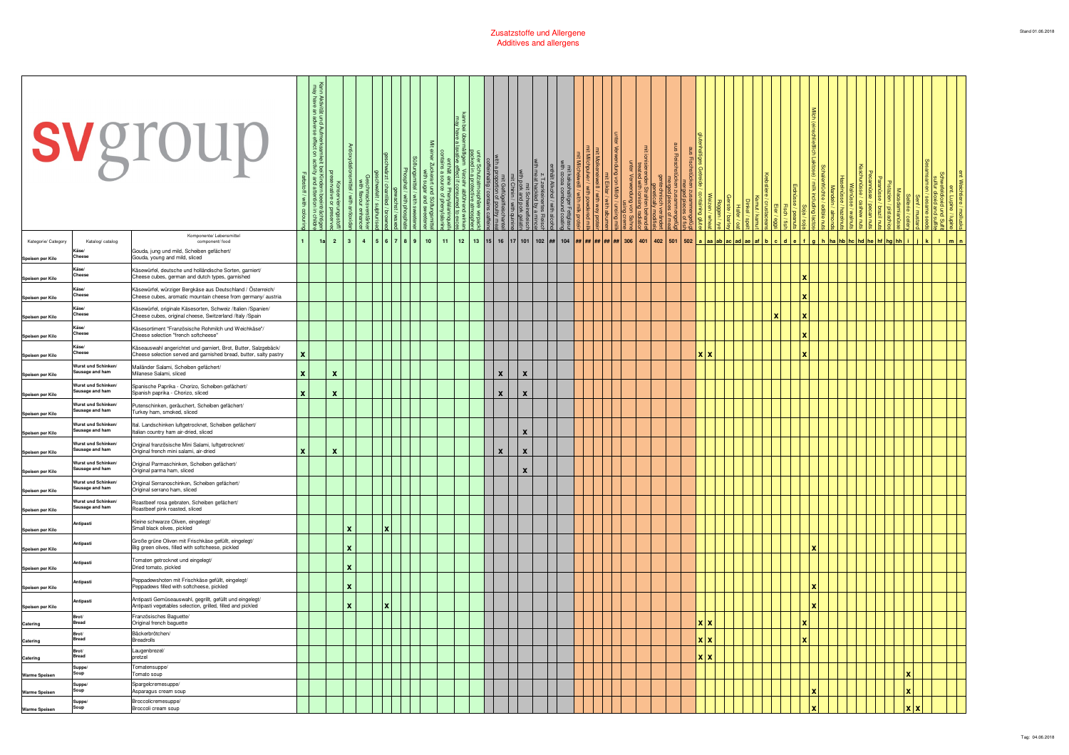# Zusatzstoffe und Allergene
## Additives and allergens

Stand 01.06.2018

**svgroup**

| Kategorie/ Category | Katalog/ catalog | Komponente/ Lebensmittel component/ food | 1 Farbstoff / with colouring | 1a Kann Aktivität und Aufmerksamkeit bei Kindern beeinträchtigen / may have an adverse effect on activity and attention in children | 2 Konservierungsstoff / preservative or preserved | 3 Antioxydationsmittel / with antioxidant | 4 Geschmacksverstärker / with flavour enhancer | 5 geschwefelt / sulphurised | 6 geschwärzt / charrified / browned | 7 gewachst / waxed | 8 Phosphat / with phosphate | 9 Süßungsmittel / with sweetener | 10 Mit einer Zuckerart und Süßungsmittel / with sugar and sweetener | 11 enthält eine Phenylalaninquelle / contains a source of phenylalanine | 12 kann bei übermäßigem Verzehr abführend wirken / may have a laxative effect if consumed to excess | 13 unter Schutzatmosphäre verpackt / packed in a protective atmosphere | 15 coffeinhaltig / contains caffeine | 16 mit Geflügelfleischanteil / with a proportion of poultry meat | 17 mit Chinin / with quinine | 101 mit Schweinefleisch / with pork and pork gelatin | 102 z. T. zerkleinertes Fleisch / with meat hacked by a mincer | ## enthält Alkohol / with alcohol | 104 mit kakaohaltiger Fettglasur / with cocoa contoured coating | ## mit Milcheiweiß / with milk protein | ## mit Milchpulver / with powdered milk | ## mit Molkeneiweiß / with whey protein | ## mit Eiklar / with albumen | ## unter Verwendung von Milch / using milk | 306 unter Verwendung von Sahne / using creme | 401 | 402 gentechnisch verändert / genetically modified | 501 | 502 aus Fischstücken zusammengefügt / merged pieces of fish | a glutenhaltiges Getreide / containing glute | aa Weizen / wheat | ab Roggen / rye | ac Gerste / barley | ad Hafer / oat | ae Dinkel / spelt | af Kamut / kamut | b Krebstiere / crustaceans | c Eier / eggs | d Fisch / fish | e Erdnüsse / peanuts | f Soja / soja | g Milch (einschließlich Laktose) / milk including lactose | h Schalenfrüchte / edible nuts | ha Mandeln / almonds | hb Haselnüsse / hazelnuts | hc Walnüsse / walnuts | hd Kaschunüsse / cashew nuts | he Pecannüsse / pecan nuts | hf Paranüsse / brazil nuts | hg Pistazien / pistachios | hh Macadamianüsse | i Sellerie / celery | j Senf / mustard | k Sesamsamen / sesame seeds | l Schwefeldioxid und Sulfit / sulfur dioxid and sulfite | m enth. Lupine / lupine | n enth. Weichtiere / molluscs |
|---|---|---|---|---|---|---|---|---|---|---|---|---|---|---|---|---|---|---|---|---|---|---|---|---|---|---|---|---|---|---|---|---|---|---|---|---|---|---|---|---|---|---|---|---|---|---|---|---|---|---|---|---|---|---|---|---|---|---|---|---|---|
| Speisen per Kilo | Käse/ Cheese | Gouda, jung und mild, Scheiben gefächert/ Gouda, young and mild, sliced | | | | | | | | | | | | | | | | | | | | | | | | | | | | | | | | | | | | | | | | | | | | | | | | | | | | | | | | | | |
| Speisen per Kilo | Käse/ Cheese | Käsewürfel, deutsche und holländische Sorten, garniert/ Cheese cubes, german and dutch types, garnished | | | | | | | | | | | | | | | | | | | | | | | | | | | | | | | | | | | | | | | | X | | | | | | | | | | | | | | | | | |
| Speisen per Kilo | Käse/ Cheese | Käsewürfel, würziger Bergkäse aus Deutschland / Österreich/ Cheese cubes, aromatic mountain cheese from germany/ austria | | | | | | | | | | | | | | | | | | | | | | | | | | | | | | | | | | | | | | | | X | | | | | | | | | | | | | | | | | |
| Speisen per Kilo | Käse/ Cheese | Käsewürfel, originale Käsesorten, Schweiz /Italien /Spanien/ Cheese cubes, original cheese, Switzerland /Italy /Spain | | | | | | | | | | | | | | | | | | | | | | | | | | | | | | | | | | | | | X | | | X | | | | | | | | | | | | | | | | | |
| Speisen per Kilo | Käse/ Cheese | Käsesortiment "Französische Rohmilch und Weichkäse"/ Cheese selection "french softcheese" | | | | | | | | | | | | | | | | | | | | | | | | | | | | | | | | | | | | | | | | X | | | | | | | | | | | | | | | | | |
| Speisen per Kilo | Käse/ Cheese | Käseauswahl angerichtet und garniert, Brot, Butter, Salzgebäck/ Cheese selection served and garnished bread, butter, salty pastry | X | | | | | | | | | | | | | | | | | | | | | | | | | | | | | | X | X | | | | | | | | | | X | | | | | | | | | | | | | | | | | |
| Speisen per Kilo | Wurst und Schinken/ Sausage and ham | Mailänder Salami, Scheiben gefächert/ Milanese Salami, sliced | X | | X | | | | | | | | | | | | | X | | X | | | | | | | | | | | | | | | | | | | | | | | | | | | | | | | | | | | | | | | | | |
| Speisen per Kilo | Wurst und Schinken/ Sausage and ham | Spanische Paprika - Chorizo, Scheiben gefächert/ Spanish paprika - Chorizo, sliced | X | | X | | | | | | | | | | | | | X | | X | | | | | | | | | | | | | | | | | | | | | | | | | | | | | | | | | | | | | | | | | |
| Speisen per Kilo | Wurst und Schinken/ Sausage and ham | Putenschinken, geräuchert, Scheiben gefächert/ Turkey ham, smoked, sliced | | | | | | | | | | | | | | | | | | | | | | | | | | | | | | | | | | | | | | | | | | | | | | | | | | | | | | | | | | |
| Speisen per Kilo | Wurst und Schinken/ Sausage and ham | Ital. Landschinken luftgetrocknet, Scheiben gefächert/ Italian country ham air-dried, sliced | | | | | | | | | | | | | | | | | | X | | | | | | | | | | | | | | | | | | | | | | | | | | | | | | | | | | | | | | | | | |
| Speisen per Kilo | Wurst und Schinken/ Sausage and ham | Original französische Mini Salami, luftgetrocknet/ Original french mini salami, air-dried | X | | X | | | | | | | | | | | | | X | | X | | | | | | | | | | | | | | | | | | | | | | | | | | | | | | | | | | | | | | | | | |
| Speisen per Kilo | Wurst und Schinken/ Sausage and ham | Original Parmaschinken, Scheiben gefächert/ Original parma ham, sliced | | | | | | | | | | | | | | | | | | X | | | | | | | | | | | | | | | | | | | | | | | | | | | | | | | | | | | | | | | | | |
| Speisen per Kilo | Wurst und Schinken/ Sausage and ham | Original Serranoschinken, Scheiben gefächert/ Original serrano ham, sliced | | | | | | | | | | | | | | | | | | | | | | | | | | | | | | | | | | | | | | | | | | | | | | | | | | | | | | | | | | |
| Speisen per Kilo | Wurst und Schinken/ Sausage and ham | Roastbeef rosa gebraten, Scheiben gefächert/ Roastbeef pink roasted, sliced | | | | | | | | | | | | | | | | | | | | | | | | | | | | | | | | | | | | | | | | | | | | | | | | | | | | | | | | | | |
| Speisen per Kilo | Antipasti | Kleine schwarze Oliven, eingelegt/ Small black olives, pickled | | | | X | | | | X | | | | | | | | | | | | | | | | | | | | | | | | | | | | | | | | | | | | | | | | | | | | | | | | | | |
| Speisen per Kilo | Antipasti | Große grüne Oliven mit Frischkäse gefüllt, eingelegt/ Big green olives, filled with softcheese, pickled | | | | X | | | | | | | | | | | | | | | | | | | | | | | | | | | | | | | | | | | | | | | X | | | | | | | | | | | | | | | | |
| Speisen per Kilo | Antipasti | Tomaten getrocknet und eingelegt/ Dried tomato, pickled | | | | X | | | | | | | | | | | | | | | | | | | | | | | | | | | | | | | | | | | | | | | | | | | | | | | | | | | | | | |
| Speisen per Kilo | Antipasti | Peppadewschoten mit Frischkäse gefüllt, eingelegt/ Peppadews filled with softcheese, pickled | | | | X | | | | | | | | | | | | | | | | | | | | | | | | | | | | | | | | | | | | | | | X | | | | | | | | | | | | | | | | |
| Speisen per Kilo | Antipasti | Antipasti Gemüseauswahl, gegrillt, gefüllt und eingelegt/ Antipasti vegetables selection, grilled, filled and pickled | | | | X | | | | X | | | | | | | | | | | | | | | | | | | | | | | | | | | | | | | | | | | X | | | | | | | | | | | | | | | | |
| Catering | Brot/ Bread | Französisches Baguette/ Original french baguette | | | | | | | | | | | | | | | | | | | | | | | | | | | | | | | X | X | | | | | | | | | | X | | | | | | | | | | | | | | | | | |
| Catering | Brot/ Bread | Bäckerbrötchen/ Breadrolls | | | | | | | | | | | | | | | | | | | | | | | | | | | | | | | X | X | | | | | | | | | | X | | | | | | | | | | | | | | | | | |
| Catering | Brot/ Bread | Laugenbrezel/ pretzel | | | | | | | | | | | | | | | | | | | | | | | | | | | | | | | X | X | | | | | | | | | | | | | | | | | | | | | | | | | | | |
| Warme Speisen | Suppe/ Soup | Tomatensuppe/ Tomato soup | | | | | | | | | | | | | | | | | | | | | | | | | | | | | | | | | | | | | | | | | | | | | | | | | | | | X | | | | | |
| Warme Speisen | Suppe/ Soup | Spargelcremesuppe/ Asparagus cream soup | | | | | | | | | | | | | | | | | | | | | | | | | | | | | | | | | | | | | | | | | | | X | | | | | | | | | | X | | | | | |
| Warme Speisen | Suppe/ Soup | Broccolicremesuppe/ Broccoli cream soup | | | | | | | | | | | | | | | | | | | | | | | | | | | | | | | | | | | | | | | | | | | X | | | | | | | | | | X | X | | | | |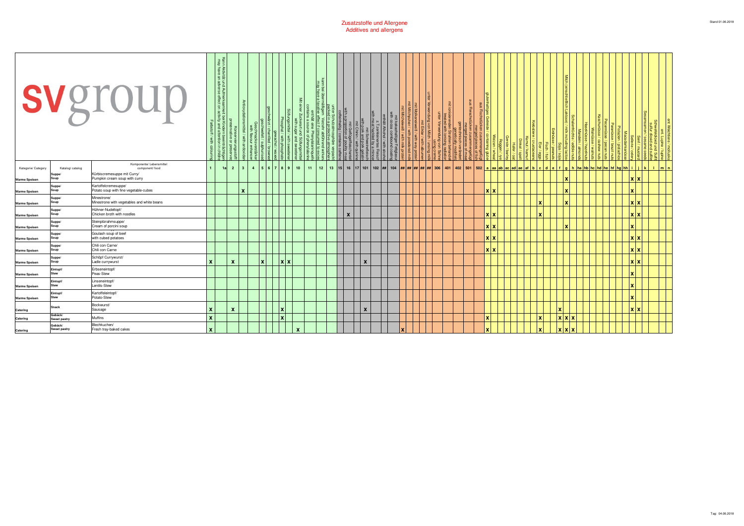# Zusatzstoffe und Allergene
# Additives and allergens

Stand 01.06.2018

| Kategorie/ Category | Katalog/ catalog | Komponente/ Lebensmittel component/ food | 1 Farbstoff / with colouring | 1a Kann Aktivität und Aufmerksamkeit bei Kindern beeinträchtigen / may have an adverse effect on activity and attention in children | 2 Konservierungsstoff / preservative or preserved | 3 Antioxydationsmittel / with antioxidant | 4 Geschmacksverstärker / with flavour enhancer | 5 geschwefelt / sulphurised | 6 geschwärzt / charified / browned | 7 gewachst / waxed | 8 Phosphat / with phosphate | 9 Süßungsmittel / with sweetener | 10 Mit einer Zuckerart und Süßungsmittel / with sugar and sweetener | 11 enthält eine Phenylalaninquelle / contains a source of phenylalanine | 12 kann bei übermäßigem Verzehr abführend wirken / may have a laxative effect if consumed to excess | 13 unter Schutzatmosphäre verpackt / packed in a protective atmosphere | 15 coffeinhaltig / contains caffeine | 16 mit Geflügelfleischanteil / with a proportion of poultry meat | 17 mit Chinin / with quinine | 101 mit Schweinefleisch / with pork and pork gelatin | 102 z. T. zerkleinertes Fleisch / with meat hacked by a mincer | ## enthält Alkohol / with alcohol | 104 mit kakaohaltiger Fettglasur / with cocoa compound coating | ## mit Milcheiweiß / with milk protein | ## mit Milchpulver / with powdered milk | ## mit Molkeneiweiß / with whey protein | ## mit Eiklar / with albumen | ## unter Verwendung von Milch / using milk | 306 unter Verwendung von Sahne / using creme | 401 mit (einer) gentechnisch veränderten Zutat | 402 gentechnisch verändert / genetically modified | 501 aus Fleischstücken zusammengefügt / merged pieces of meat | 502 aus Fischstücken zusammengefügt / merged pieces of fish | a glutenhaltiges Getreide / containing gluten | aa Weizen / wheat | ab Roggen / rye | ac Gerste / barley | ad Hafer / oat | ae Dinkel / spelt | af Kamut / kamut | b Krebstiere / crustaceans | c Eier / eggs | d Fisch / fish | e Erdnüsse / peanuts | f Soja / soja | g Milch (einschließlich Laktose) / milk including lactose | h Schalenfrüchte / edible nuts | ha Mandeln / almonds | hb Haselnüsse / hazelnuts | hc Walnüsse / walnuts | hd Kaschunüsse / cashew nuts | he Pecannüsse / pecan nuts | hf Paranüsse / brazil nuts | hg Pistazien / pistachios | hh Macadamianüsse | i Sellerie / celery | j Senf / mustard | k Sesamsamen / sesame seeds | l Schwefeldioxid und Sulfit / sulfur dioxid and sulfite | m enth. Lupine / lupine | n enth. Weichtiere / molluscs |
|---|---|---|---|---|---|---|---|---|---|---|---|---|---|---|---|---|---|---|---|---|---|---|---|---|---|---|---|---|---|---|---|---|---|---|---|---|---|---|---|---|---|---|---|---|---|---|---|---|---|---|---|---|---|---|---|---|---|---|---|---|---|
| Warme Speisen | Suppe/ Soup | Kürbiscremesuppe mit Curry/ Pumpkin cream soup with curry | | | | | | | | | | | | | | | | | | | | | | | | | | | | | | | | | | | | | | | | | | x | | | | | | | | | | x | x | | | | |
| Warme Speisen | Suppe/ Soup | Kartoffelcremesuppe/ Potato soup with fine vegetable-cubes | | | | x | | | | | | | | | | | | | | | | | | | | | | | | | | | | x | x | | | | | | | | | | | x | | | | | | | | | | x | | | | | |
| Warme Speisen | Suppe/ Soup | Minestrone/ Minestrone with vegetables and white beans | | | | | | | | | | | | | | | | | | | | | | | | | | | | | | | | | | | | | | x | | | | x | | | | | | | | | | x | x | | | | |
| Warme Speisen | Suppe/ Soup | Hühner-Nudeltopf/ Chicken broth with noodles | | | | | | | | | | | | | | | | x | | | | | | | | | | | | | | | x | x | | | | | | | x | | | | | | | | | | | | | | x | x | | | | |
| Warme Speisen | Suppe/ Soup | Steinpilzrahmsuppe/ Cream of porcini soup | | | | | | | | | | | | | | | | | | | | | | | | | | | | | | | x | x | | | | | | | | | | | x | | | | | | | | | | x | | | | | |
| Warme Speisen | Suppe/ Soup | Goulash soup of beef with cubed potatoes | | | | | | | | | | | | | | | | | | | | | | | | | | | | | | | x | x | | | | | | | | | | | | | | | | | | | | | x | x | | | | |
| Warme Speisen | Suppe/ Soup | Chili con Carne/ Chili con Carne | | | | | | | | | | | | | | | | | | | | | | | | | | | | | | | x | x | | | | | | | | | | | | | | | | | | | | | x | x | | | | |
| Warme Speisen | Suppe/ Soup | Schöpf Currywurst/ Ladle currywurst | x | | x | | | x | | | x | x | | | | | | | | x | | | | | | | | | | | | | | | | | | | | | | | | | | | | | | | | | | | x | x | | | | |
| Warme Speisen | Eintopf/ Stew | Erbseneintopf/ Peas-Stew | | | | | | | | | | | | | | | | | | | | | | | | | | | | | | | | | | | | | | | | | | | | | | | | | | | | | x | | | | | |
| Warme Speisen | Eintopf/ Stew | Linseneintopf/ Lentils-Stew | | | | | | | | | | | | | | | | | | | | | | | | | | | | | | | | | | | | | | | | | | | | | | | | | | | | | x | | | | | |
| Warme Speisen | Eintopf/ Stew | Kartoffeleintopf/ Potato-Stew | | | | | | | | | | | | | | | | | | | | | | | | | | | | | | | | | | | | | | | | | | | | | | | | | | | | | x | | | | | |
| Catering | Snack | Bockwurst/ Sausage | x | | x | | | | | | x | | | | | | | | | x | | | | | | | | | | | | | | | | | | | | | | | | x | | | | | | | | | | | x | x | | | | |
| Catering | Gebäck/ Sweet pastry | Muffins | x | | | | | | | | x | | | | | | | | | | | | | | | | | | | | | | x | | | | | | | | x | | | x | x | x | | | | | | | | | | | | | | |
| Catering | Gebäck/ Sweet pastry | Blechkuchen/ Fresh tray-baked cakes | x | | | | | | | | | | x | | | | | | | | | | | x | | | | | | | | | x | | | | | | | | x | | | x | x | x | | | | | | | | | | | | | | |

Tag: 04.06.2018